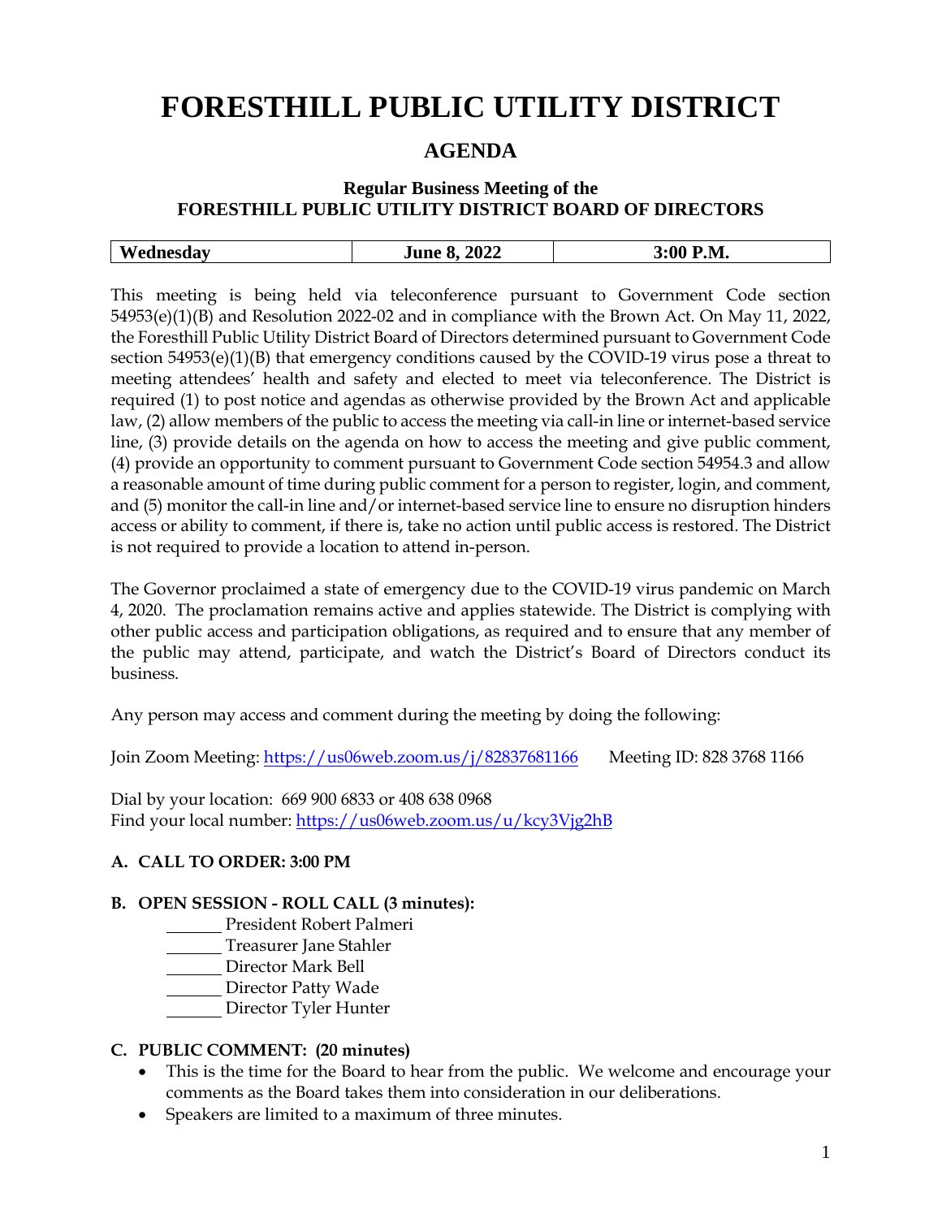# FORESTHILL PUBLIC UTILITY DISTRICT

## AGENDA

### Regular Business Meeting of the FORESTHILL PUBLIC UTILITY DISTRICT BOARD OF DIRECTORS

| Wednesday | June 8, 2022 | 3:00 P.M. |
|---|---|---|

This meeting is being held via teleconference pursuant to Government Code section 54953(e)(1)(B) and Resolution 2022-02 and in compliance with the Brown Act. On May 11, 2022, the Foresthill Public Utility District Board of Directors determined pursuant to Government Code section 54953(e)(1)(B) that emergency conditions caused by the COVID-19 virus pose a threat to meeting attendees' health and safety and elected to meet via teleconference. The District is required (1) to post notice and agendas as otherwise provided by the Brown Act and applicable law, (2) allow members of the public to access the meeting via call-in line or internet-based service line, (3) provide details on the agenda on how to access the meeting and give public comment, (4) provide an opportunity to comment pursuant to Government Code section 54954.3 and allow a reasonable amount of time during public comment for a person to register, login, and comment, and (5) monitor the call-in line and/or internet-based service line to ensure no disruption hinders access or ability to comment, if there is, take no action until public access is restored. The District is not required to provide a location to attend in-person.

The Governor proclaimed a state of emergency due to the COVID-19 virus pandemic on March 4, 2020. The proclamation remains active and applies statewide. The District is complying with other public access and participation obligations, as required and to ensure that any member of the public may attend, participate, and watch the District's Board of Directors conduct its business.

Any person may access and comment during the meeting by doing the following:

Join Zoom Meeting: https://us06web.zoom.us/j/82837681166 Meeting ID: 828 3768 1166

Dial by your location: 669 900 6833 or 408 638 0968
Find your local number: https://us06web.zoom.us/u/kcy3Vjg2hB

**A. CALL TO ORDER: 3:00 PM**

**B. OPEN SESSION - ROLL CALL (3 minutes):**

_______ President Robert Palmeri
_______ Treasurer Jane Stahler
_______ Director Mark Bell
_______ Director Patty Wade
_______ Director Tyler Hunter

**C. PUBLIC COMMENT: (20 minutes)**

- This is the time for the Board to hear from the public. We welcome and encourage your comments as the Board takes them into consideration in our deliberations.
- Speakers are limited to a maximum of three minutes.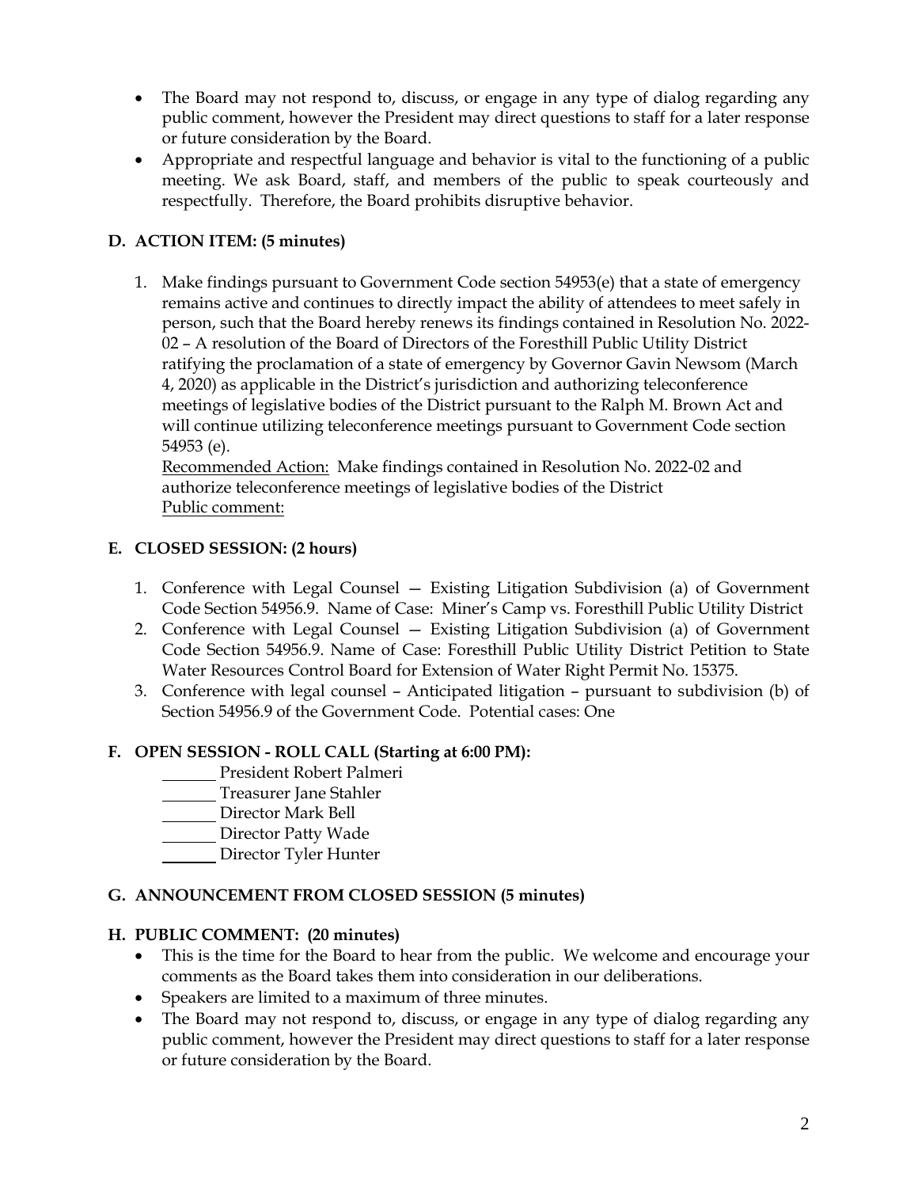- The Board may not respond to, discuss, or engage in any type of dialog regarding any public comment, however the President may direct questions to staff for a later response or future consideration by the Board.
- Appropriate and respectful language and behavior is vital to the functioning of a public meeting. We ask Board, staff, and members of the public to speak courteously and respectfully. Therefore, the Board prohibits disruptive behavior.

## D. ACTION ITEM: (5 minutes)

1. Make findings pursuant to Government Code section 54953(e) that a state of emergency remains active and continues to directly impact the ability of attendees to meet safely in person, such that the Board hereby renews its findings contained in Resolution No. 2022-02 – A resolution of the Board of Directors of the Foresthill Public Utility District ratifying the proclamation of a state of emergency by Governor Gavin Newsom (March 4, 2020) as applicable in the District's jurisdiction and authorizing teleconference meetings of legislative bodies of the District pursuant to the Ralph M. Brown Act and will continue utilizing teleconference meetings pursuant to Government Code section 54953 (e).
   Recommended Action: Make findings contained in Resolution No. 2022-02 and authorize teleconference meetings of legislative bodies of the District
   Public comment:

## E. CLOSED SESSION: (2 hours)

1. Conference with Legal Counsel — Existing Litigation Subdivision (a) of Government Code Section 54956.9. Name of Case: Miner's Camp vs. Foresthill Public Utility District
2. Conference with Legal Counsel — Existing Litigation Subdivision (a) of Government Code Section 54956.9. Name of Case: Foresthill Public Utility District Petition to State Water Resources Control Board for Extension of Water Right Permit No. 15375.
3. Conference with legal counsel – Anticipated litigation – pursuant to subdivision (b) of Section 54956.9 of the Government Code. Potential cases: One

## F. OPEN SESSION - ROLL CALL (Starting at 6:00 PM):

_______ President Robert Palmeri
_______ Treasurer Jane Stahler
_______ Director Mark Bell
_______ Director Patty Wade
_______ Director Tyler Hunter

## G. ANNOUNCEMENT FROM CLOSED SESSION (5 minutes)

## H. PUBLIC COMMENT: (20 minutes)

- This is the time for the Board to hear from the public. We welcome and encourage your comments as the Board takes them into consideration in our deliberations.
- Speakers are limited to a maximum of three minutes.
- The Board may not respond to, discuss, or engage in any type of dialog regarding any public comment, however the President may direct questions to staff for a later response or future consideration by the Board.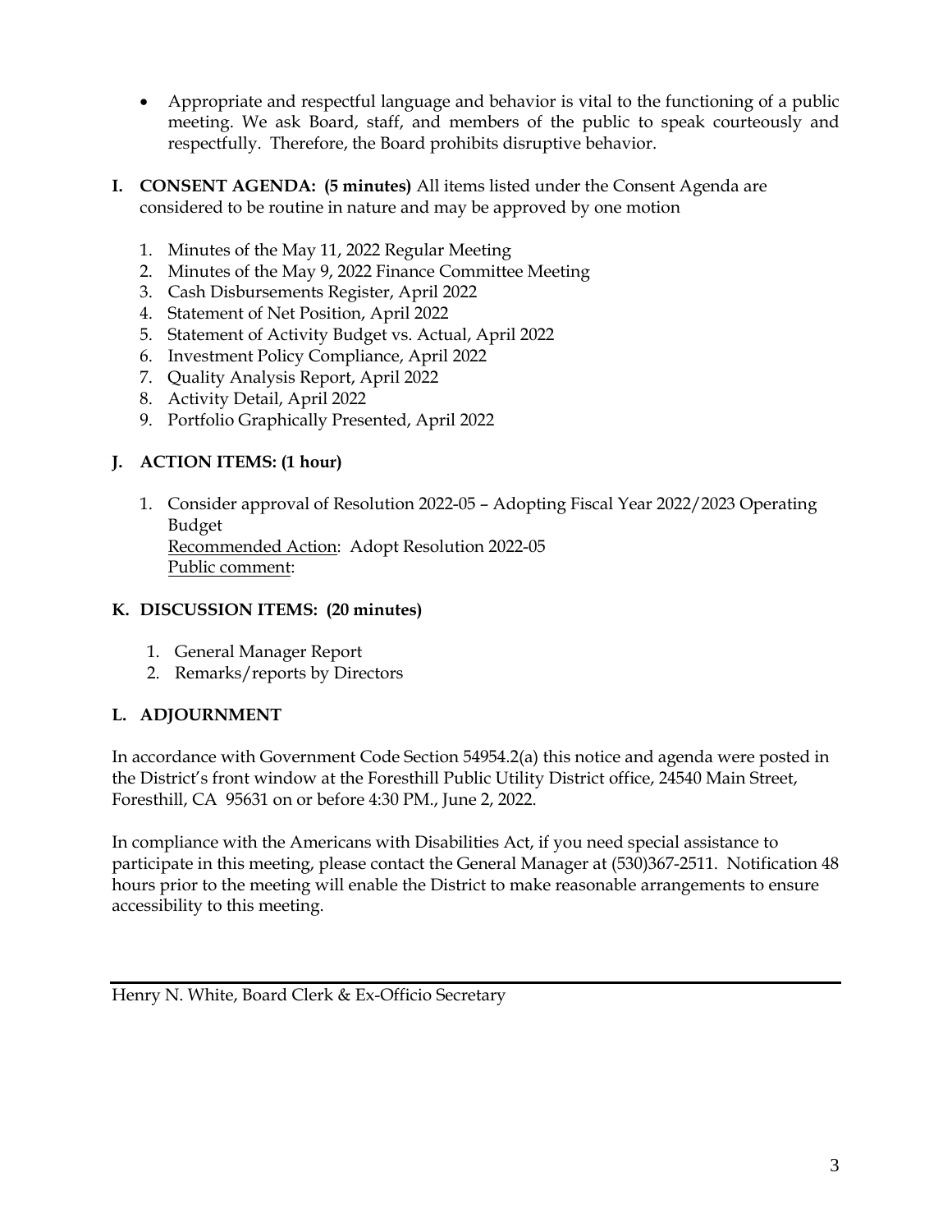- Appropriate and respectful language and behavior is vital to the functioning of a public meeting. We ask Board, staff, and members of the public to speak courteously and respectfully. Therefore, the Board prohibits disruptive behavior.

**I. CONSENT AGENDA: (5 minutes)** All items listed under the Consent Agenda are considered to be routine in nature and may be approved by one motion

1. Minutes of the May 11, 2022 Regular Meeting
2. Minutes of the May 9, 2022 Finance Committee Meeting
3. Cash Disbursements Register, April 2022
4. Statement of Net Position, April 2022
5. Statement of Activity Budget vs. Actual, April 2022
6. Investment Policy Compliance, April 2022
7. Quality Analysis Report, April 2022
8. Activity Detail, April 2022
9. Portfolio Graphically Presented, April 2022

**J. ACTION ITEMS: (1 hour)**

1. Consider approval of Resolution 2022-05 – Adopting Fiscal Year 2022/2023 Operating Budget
   Recommended Action: Adopt Resolution 2022-05
   Public comment:

**K. DISCUSSION ITEMS: (20 minutes)**

1. General Manager Report
2. Remarks/reports by Directors

**L. ADJOURNMENT**

In accordance with Government Code Section 54954.2(a) this notice and agenda were posted in the District's front window at the Foresthill Public Utility District office, 24540 Main Street, Foresthill, CA 95631 on or before 4:30 PM., June 2, 2022.

In compliance with the Americans with Disabilities Act, if you need special assistance to participate in this meeting, please contact the General Manager at (530)367-2511. Notification 48 hours prior to the meeting will enable the District to make reasonable arrangements to ensure accessibility to this meeting.

---

Henry N. White, Board Clerk & Ex-Officio Secretary